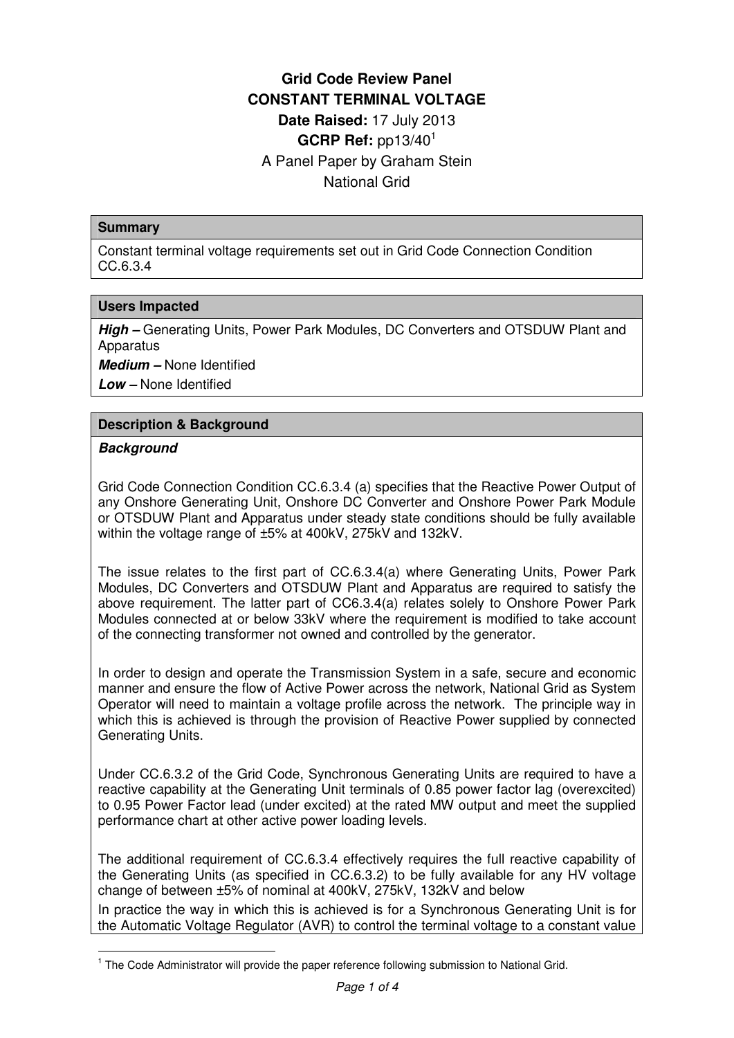**Grid Code Review Panel**

**CONSTANT TERMINAL VOLTAGE**

**Date Raised:** 17 July 2013

**GCRP Ref:** pp13/40[1]

A Panel Paper by Graham Stein

National Grid

| **Summary** |
| --- |
| Constant terminal voltage requirements set out in Grid Code Connection Condition CC.6.3.4 |

| **Users Impacted** |
| --- |
| ***High –*** Generating Units, Power Park Modules, DC Converters and OTSDUW Plant and Apparatus<br>***Medium –*** None Identified<br>***Low –*** None Identified |

## Description & Background

***Background***

Grid Code Connection Condition CC.6.3.4 (a) specifies that the Reactive Power Output of any Onshore Generating Unit, Onshore DC Converter and Onshore Power Park Module or OTSDUW Plant and Apparatus under steady state conditions should be fully available within the voltage range of ±5% at 400kV, 275kV and 132kV.

The issue relates to the first part of CC.6.3.4(a) where Generating Units, Power Park Modules, DC Converters and OTSDUW Plant and Apparatus are required to satisfy the above requirement. The latter part of CC6.3.4(a) relates solely to Onshore Power Park Modules connected at or below 33kV where the requirement is modified to take account of the connecting transformer not owned and controlled by the generator.

In order to design and operate the Transmission System in a safe, secure and economic manner and ensure the flow of Active Power across the network, National Grid as System Operator will need to maintain a voltage profile across the network. The principle way in which this is achieved is through the provision of Reactive Power supplied by connected Generating Units.

Under CC.6.3.2 of the Grid Code, Synchronous Generating Units are required to have a reactive capability at the Generating Unit terminals of 0.85 power factor lag (overexcited) to 0.95 Power Factor lead (under excited) at the rated MW output and meet the supplied performance chart at other active power loading levels.

The additional requirement of CC.6.3.4 effectively requires the full reactive capability of the Generating Units (as specified in CC.6.3.2) to be fully available for any HV voltage change of between ±5% of nominal at 400kV, 275kV, 132kV and below

In practice the way in which this is achieved is for a Synchronous Generating Unit is for the Automatic Voltage Regulator (AVR) to control the terminal voltage to a constant value

[1] The Code Administrator will provide the paper reference following submission to National Grid.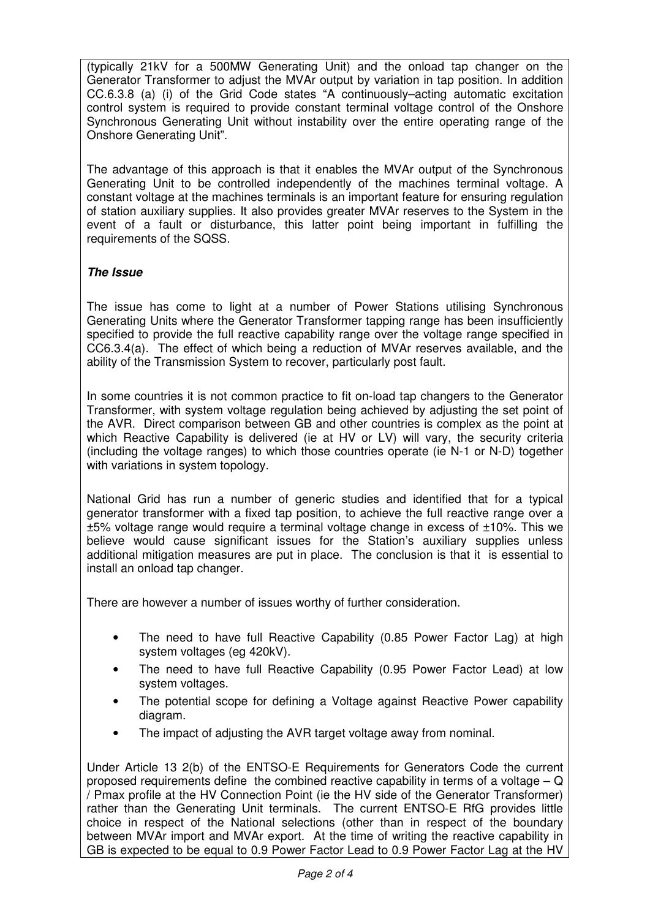(typically 21kV for a 500MW Generating Unit) and the onload tap changer on the Generator Transformer to adjust the MVAr output by variation in tap position. In addition CC.6.3.8 (a) (i) of the Grid Code states "A continuously–acting automatic excitation control system is required to provide constant terminal voltage control of the Onshore Synchronous Generating Unit without instability over the entire operating range of the Onshore Generating Unit".

The advantage of this approach is that it enables the MVAr output of the Synchronous Generating Unit to be controlled independently of the machines terminal voltage. A constant voltage at the machines terminals is an important feature for ensuring regulation of station auxiliary supplies. It also provides greater MVAr reserves to the System in the event of a fault or disturbance, this latter point being important in fulfilling the requirements of the SQSS.

***The Issue***

The issue has come to light at a number of Power Stations utilising Synchronous Generating Units where the Generator Transformer tapping range has been insufficiently specified to provide the full reactive capability range over the voltage range specified in CC6.3.4(a). The effect of which being a reduction of MVAr reserves available, and the ability of the Transmission System to recover, particularly post fault.

In some countries it is not common practice to fit on-load tap changers to the Generator Transformer, with system voltage regulation being achieved by adjusting the set point of the AVR. Direct comparison between GB and other countries is complex as the point at which Reactive Capability is delivered (ie at HV or LV) will vary, the security criteria (including the voltage ranges) to which those countries operate (ie N-1 or N-D) together with variations in system topology.

National Grid has run a number of generic studies and identified that for a typical generator transformer with a fixed tap position, to achieve the full reactive range over a ±5% voltage range would require a terminal voltage change in excess of ±10%. This we believe would cause significant issues for the Station's auxiliary supplies unless additional mitigation measures are put in place. The conclusion is that it is essential to install an onload tap changer.

There are however a number of issues worthy of further consideration.

- The need to have full Reactive Capability (0.85 Power Factor Lag) at high system voltages (eg 420kV).
- The need to have full Reactive Capability (0.95 Power Factor Lead) at low system voltages.
- The potential scope for defining a Voltage against Reactive Power capability diagram.
- The impact of adjusting the AVR target voltage away from nominal.

Under Article 13 2(b) of the ENTSO-E Requirements for Generators Code the current proposed requirements define the combined reactive capability in terms of a voltage – Q / Pmax profile at the HV Connection Point (ie the HV side of the Generator Transformer) rather than the Generating Unit terminals. The current ENTSO-E RfG provides little choice in respect of the National selections (other than in respect of the boundary between MVAr import and MVAr export. At the time of writing the reactive capability in GB is expected to be equal to 0.9 Power Factor Lead to 0.9 Power Factor Lag at the HV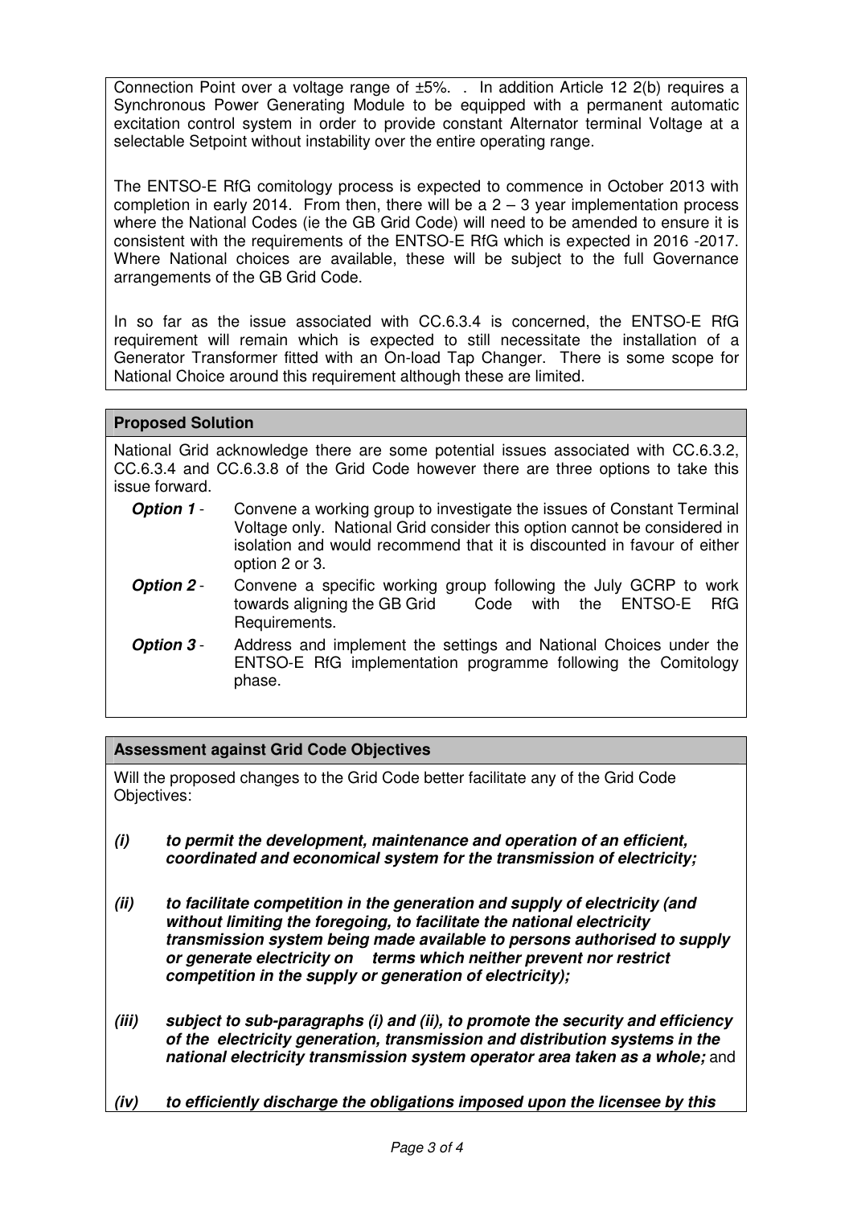Connection Point over a voltage range of ±5%. . In addition Article 12 2(b) requires a Synchronous Power Generating Module to be equipped with a permanent automatic excitation control system in order to provide constant Alternator terminal Voltage at a selectable Setpoint without instability over the entire operating range.

The ENTSO-E RfG comitology process is expected to commence in October 2013 with completion in early 2014. From then, there will be a 2 – 3 year implementation process where the National Codes (ie the GB Grid Code) will need to be amended to ensure it is consistent with the requirements of the ENTSO-E RfG which is expected in 2016 -2017. Where National choices are available, these will be subject to the full Governance arrangements of the GB Grid Code.

In so far as the issue associated with CC.6.3.4 is concerned, the ENTSO-E RfG requirement will remain which is expected to still necessitate the installation of a Generator Transformer fitted with an On-load Tap Changer. There is some scope for National Choice around this requirement although these are limited.

## Proposed Solution

National Grid acknowledge there are some potential issues associated with CC.6.3.2, CC.6.3.4 and CC.6.3.8 of the Grid Code however there are three options to take this issue forward.

- ***Option 1*** - Convene a working group to investigate the issues of Constant Terminal Voltage only. National Grid consider this option cannot be considered in isolation and would recommend that it is discounted in favour of either option 2 or 3.
- ***Option 2*** - Convene a specific working group following the July GCRP to work towards aligning the GB Grid Code with the ENTSO-E RfG Requirements.
- ***Option 3*** - Address and implement the settings and National Choices under the ENTSO-E RfG implementation programme following the Comitology phase.

## Assessment against Grid Code Objectives

Will the proposed changes to the Grid Code better facilitate any of the Grid Code Objectives:

***(i) to permit the development, maintenance and operation of an efficient, coordinated and economical system for the transmission of electricity;***

***(ii) to facilitate competition in the generation and supply of electricity (and without limiting the foregoing, to facilitate the national electricity transmission system being made available to persons authorised to supply or generate electricity on terms which neither prevent nor restrict competition in the supply or generation of electricity);***

***(iii) subject to sub-paragraphs (i) and (ii), to promote the security and efficiency of the electricity generation, transmission and distribution systems in the national electricity transmission system operator area taken as a whole;*** and

***(iv) to efficiently discharge the obligations imposed upon the licensee by this***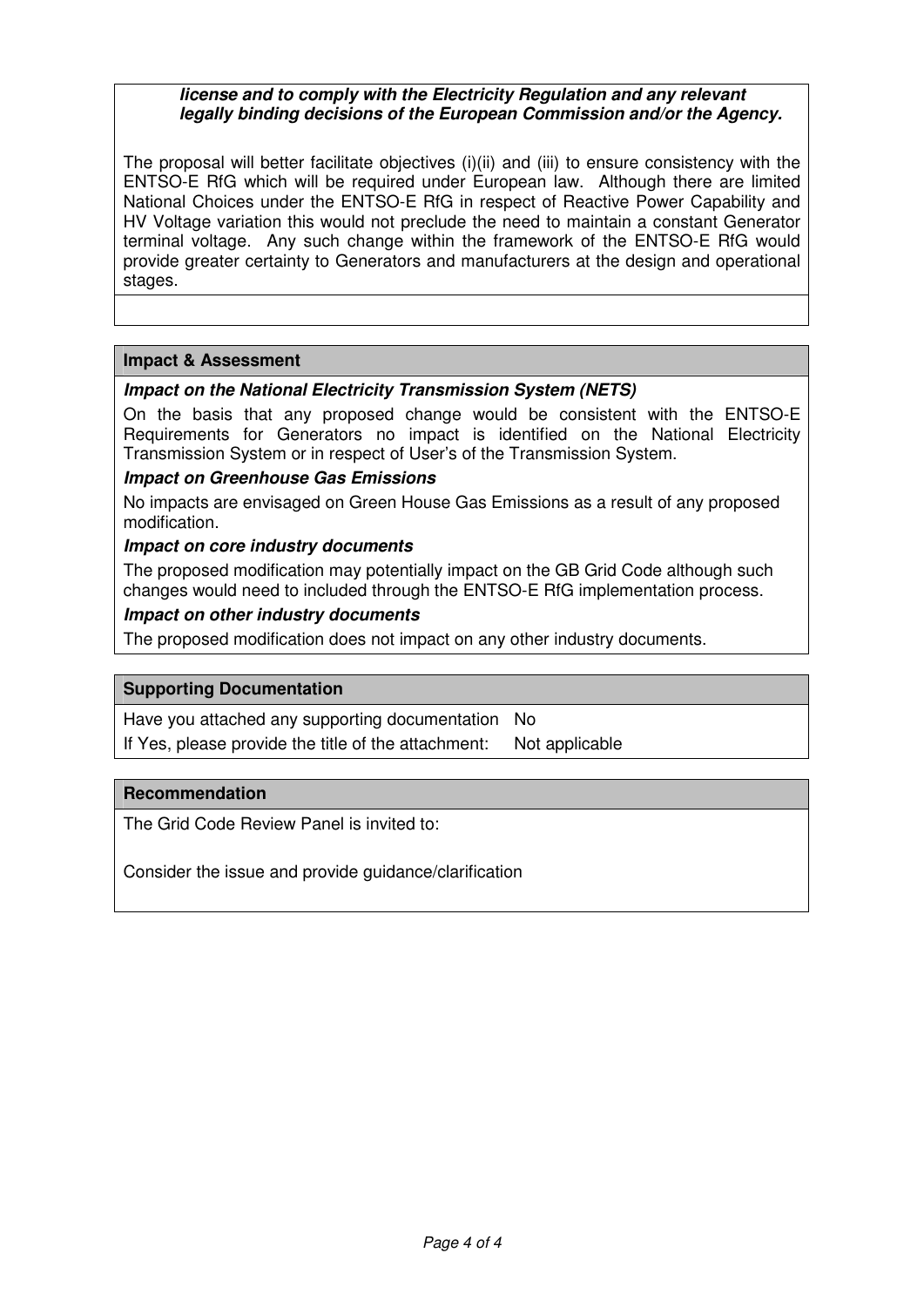***license and to comply with the Electricity Regulation and any relevant legally binding decisions of the European Commission and/or the Agency.***

The proposal will better facilitate objectives (i)(ii) and (iii) to ensure consistency with the ENTSO-E RfG which will be required under European law. Although there are limited National Choices under the ENTSO-E RfG in respect of Reactive Power Capability and HV Voltage variation this would not preclude the need to maintain a constant Generator terminal voltage. Any such change within the framework of the ENTSO-E RfG would provide greater certainty to Generators and manufacturers at the design and operational stages.

## Impact & Assessment

***Impact on the National Electricity Transmission System (NETS)***

On the basis that any proposed change would be consistent with the ENTSO-E Requirements for Generators no impact is identified on the National Electricity Transmission System or in respect of User's of the Transmission System.

***Impact on Greenhouse Gas Emissions***

No impacts are envisaged on Green House Gas Emissions as a result of any proposed modification.

***Impact on core industry documents***

The proposed modification may potentially impact on the GB Grid Code although such changes would need to included through the ENTSO-E RfG implementation process.

***Impact on other industry documents***

The proposed modification does not impact on any other industry documents.

## Supporting Documentation

| | |
|---|---|
| Have you attached any supporting documentation | No |
| If Yes, please provide the title of the attachment: | Not applicable |

## Recommendation

The Grid Code Review Panel is invited to:

Consider the issue and provide guidance/clarification